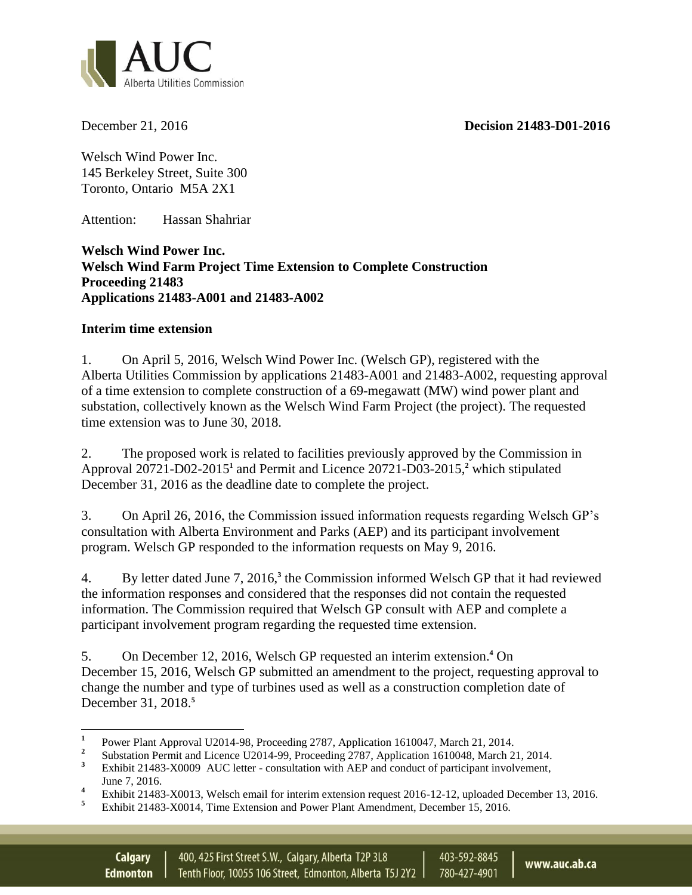December 21, 2016 **Decision 21483-D01-2016**

Welsch Wind Power Inc.
145 Berkeley Street, Suite 300
Toronto, Ontario M5A 2X1

Attention: Hassan Shahriar

**Welsch Wind Power Inc.**
**Welsch Wind Farm Project Time Extension to Complete Construction**
**Proceeding 21483**
**Applications 21483-A001 and 21483-A002**

**Interim time extension**

1. On April 5, 2016, Welsch Wind Power Inc. (Welsch GP), registered with the Alberta Utilities Commission by applications 21483-A001 and 21483-A002, requesting approval of a time extension to complete construction of a 69-megawatt (MW) wind power plant and substation, collectively known as the Welsch Wind Farm Project (the project). The requested time extension was to June 30, 2018.

2. The proposed work is related to facilities previously approved by the Commission in Approval 20721-D02-2015[1] and Permit and Licence 20721-D03-2015,[2] which stipulated December 31, 2016 as the deadline date to complete the project.

3. On April 26, 2016, the Commission issued information requests regarding Welsch GP's consultation with Alberta Environment and Parks (AEP) and its participant involvement program. Welsch GP responded to the information requests on May 9, 2016.

4. By letter dated June 7, 2016,[3] the Commission informed Welsch GP that it had reviewed the information responses and considered that the responses did not contain the requested information. The Commission required that Welsch GP consult with AEP and complete a participant involvement program regarding the requested time extension.

5. On December 12, 2016, Welsch GP requested an interim extension.[4] On December 15, 2016, Welsch GP submitted an amendment to the project, requesting approval to change the number and type of turbines used as well as a construction completion date of December 31, 2018.[5]

---

[1] Power Plant Approval U2014-98, Proceeding 2787, Application 1610047, March 21, 2014.
[2] Substation Permit and Licence U2014-99, Proceeding 2787, Application 1610048, March 21, 2014.
[3] Exhibit 21483-X0009 AUC letter - consultation with AEP and conduct of participant involvement, June 7, 2016.
[4] Exhibit 21483-X0013, Welsch email for interim extension request 2016-12-12, uploaded December 13, 2016.
[5] Exhibit 21483-X0014, Time Extension and Power Plant Amendment, December 15, 2016.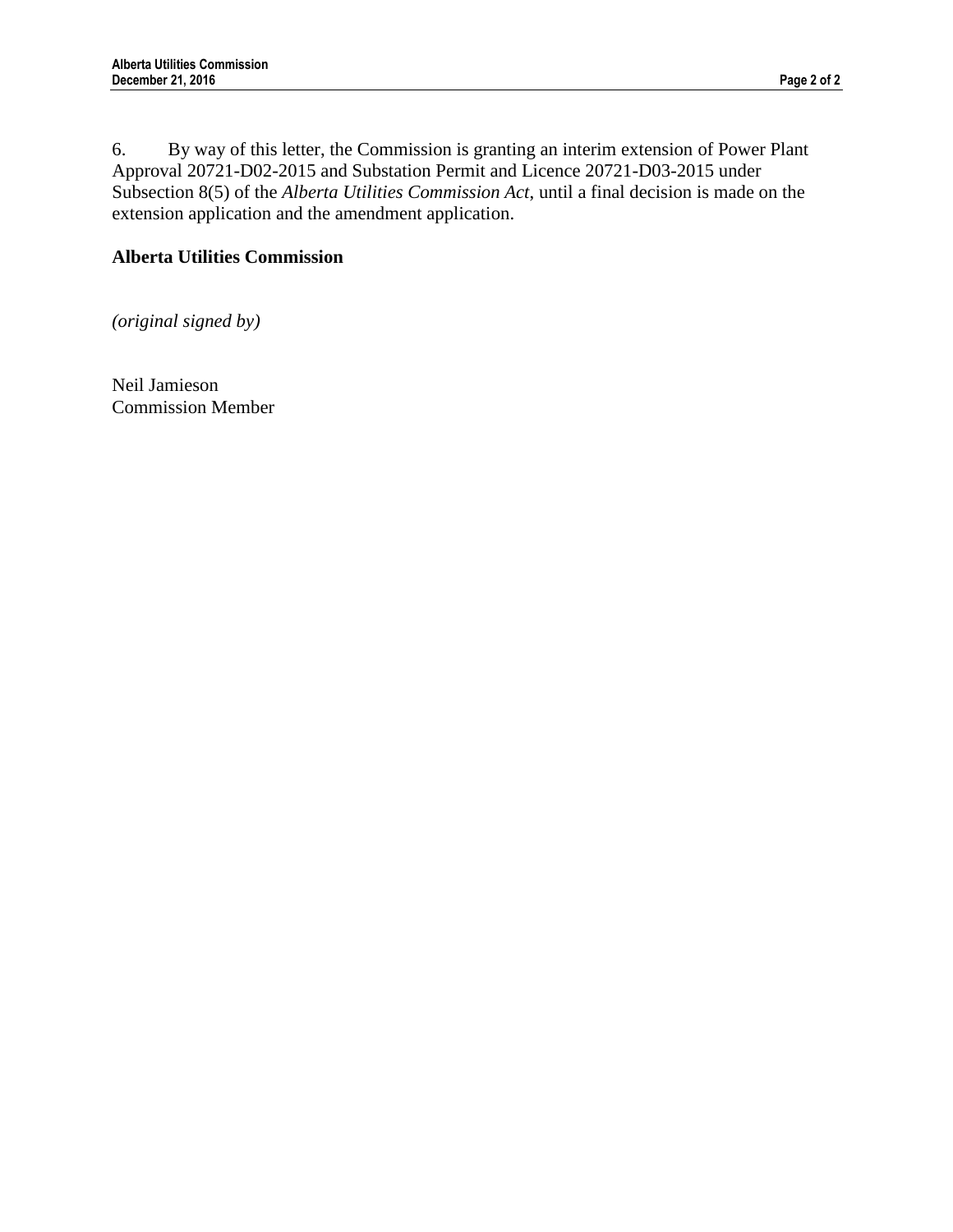6. By way of this letter, the Commission is granting an interim extension of Power Plant Approval 20721-D02-2015 and Substation Permit and Licence 20721-D03-2015 under Subsection 8(5) of the *Alberta Utilities Commission Act*, until a final decision is made on the extension application and the amendment application.

**Alberta Utilities Commission**

*(original signed by)*

Neil Jamieson
Commission Member